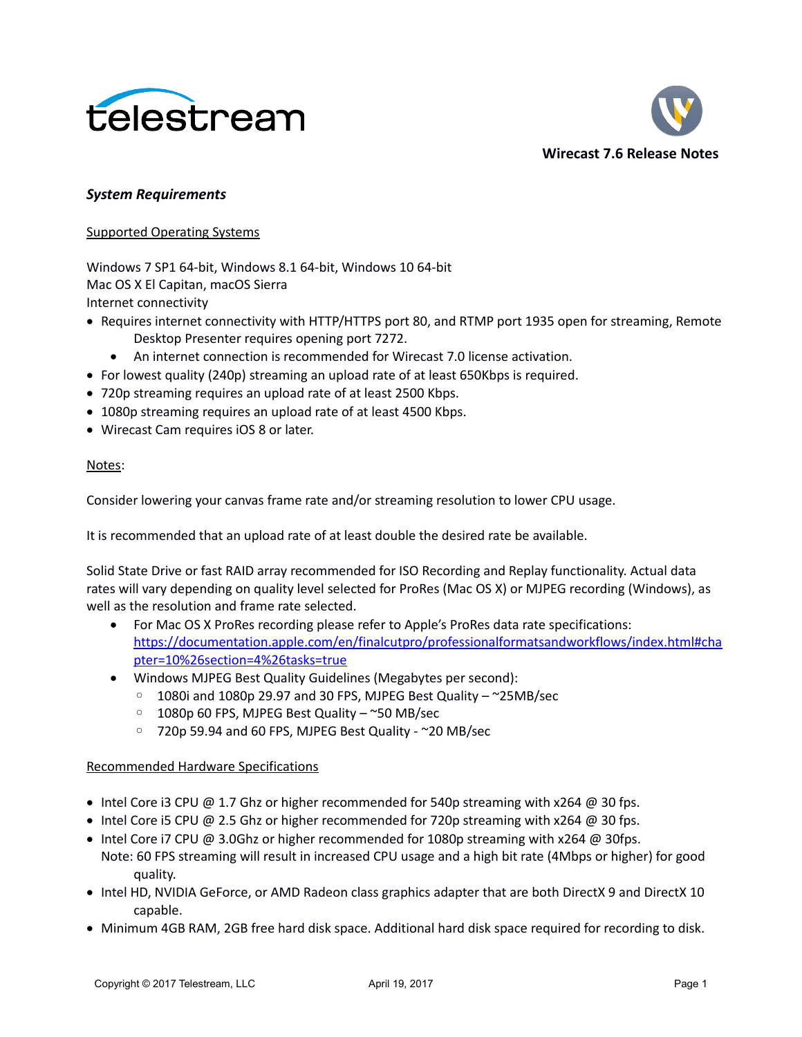telestream

# Wirecast 7.6 Release Notes

## *System Requirements*

### Supported Operating Systems

Windows 7 SP1 64-bit, Windows 8.1 64-bit, Windows 10 64-bit
Mac OS X El Capitan, macOS Sierra
Internet connectivity

- Requires internet connectivity with HTTP/HTTPS port 80, and RTMP port 1935 open for streaming, Remote Desktop Presenter requires opening port 7272.
  - An internet connection is recommended for Wirecast 7.0 license activation.
- For lowest quality (240p) streaming an upload rate of at least 650Kbps is required.
- 720p streaming requires an upload rate of at least 2500 Kbps.
- 1080p streaming requires an upload rate of at least 4500 Kbps.
- Wirecast Cam requires iOS 8 or later.

Notes:

Consider lowering your canvas frame rate and/or streaming resolution to lower CPU usage.

It is recommended that an upload rate of at least double the desired rate be available.

Solid State Drive or fast RAID array recommended for ISO Recording and Replay functionality. Actual data rates will vary depending on quality level selected for ProRes (Mac OS X) or MJPEG recording (Windows), as well as the resolution and frame rate selected.

- For Mac OS X ProRes recording please refer to Apple's ProRes data rate specifications: https://documentation.apple.com/en/finalcutpro/professionalformatsandworkflows/index.html#chapter=10%26section=4%26tasks=true
- Windows MJPEG Best Quality Guidelines (Megabytes per second):
  - 1080i and 1080p 29.97 and 30 FPS, MJPEG Best Quality – ~25MB/sec
  - 1080p 60 FPS, MJPEG Best Quality – ~50 MB/sec
  - 720p 59.94 and 60 FPS, MJPEG Best Quality - ~20 MB/sec

### Recommended Hardware Specifications

- Intel Core i3 CPU @ 1.7 Ghz or higher recommended for 540p streaming with x264 @ 30 fps.
- Intel Core i5 CPU @ 2.5 Ghz or higher recommended for 720p streaming with x264 @ 30 fps.
- Intel Core i7 CPU @ 3.0Ghz or higher recommended for 1080p streaming with x264 @ 30fps.
  Note: 60 FPS streaming will result in increased CPU usage and a high bit rate (4Mbps or higher) for good quality.
- Intel HD, NVIDIA GeForce, or AMD Radeon class graphics adapter that are both DirectX 9 and DirectX 10 capable.
- Minimum 4GB RAM, 2GB free hard disk space. Additional hard disk space required for recording to disk.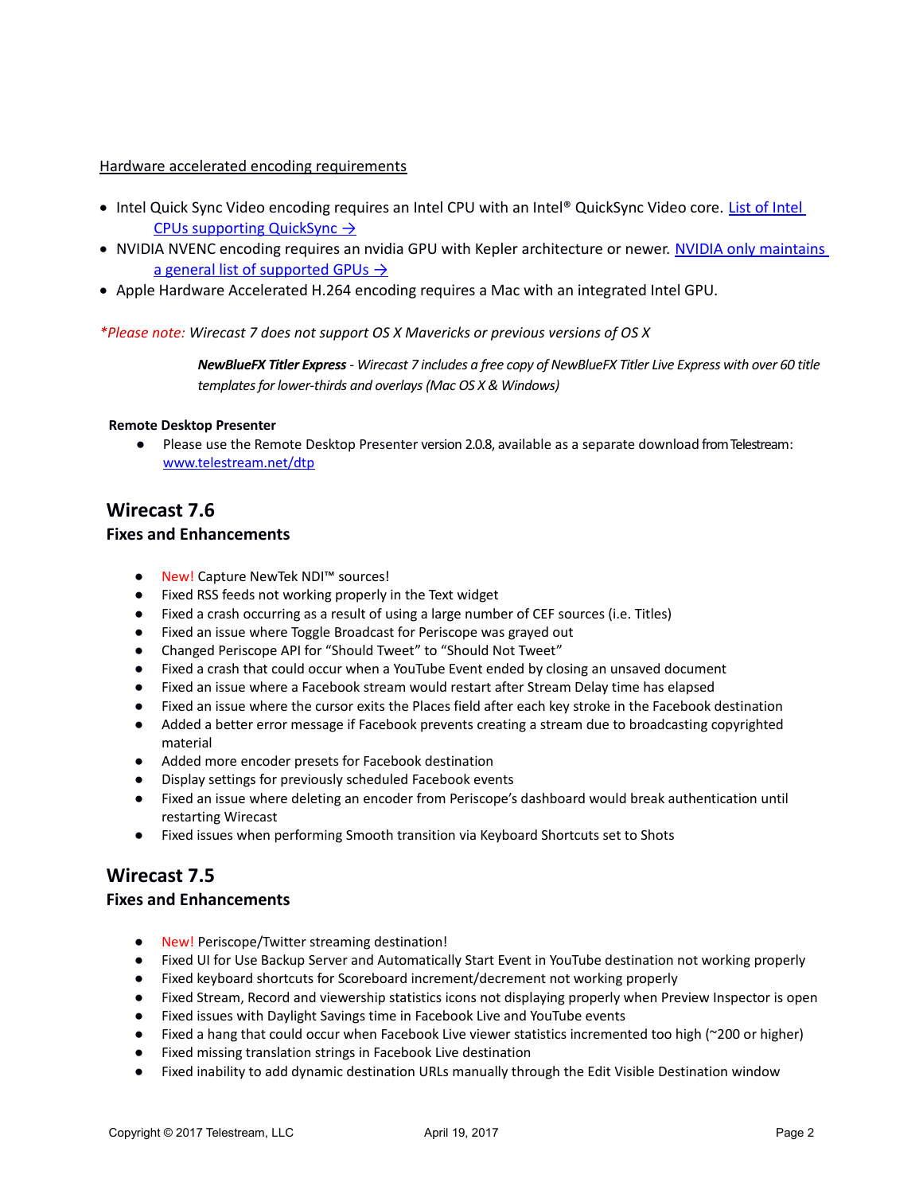Hardware accelerated encoding requirements

- Intel Quick Sync Video encoding requires an Intel CPU with an Intel® QuickSync Video core. [List of Intel CPUs supporting QuickSync →]
- NVIDIA NVENC encoding requires an nvidia GPU with Kepler architecture or newer. [NVIDIA only maintains a general list of supported GPUs →]
- Apple Hardware Accelerated H.264 encoding requires a Mac with an integrated Intel GPU.

**Please note:** *Wirecast 7 does not support OS X Mavericks or previous versions of OS X*

***NewBlueFX Titler Express*** *- Wirecast 7 includes a free copy of NewBlueFX Titler Live Express with over 60 title templates for lower-thirds and overlays (Mac OS X & Windows)*

**Remote Desktop Presenter**

- Please use the Remote Desktop Presenter version 2.0.8, available as a separate download from Telestream: www.telestream.net/dtp

## Wirecast 7.6

### Fixes and Enhancements

- New! Capture NewTek NDI™ sources!
- Fixed RSS feeds not working properly in the Text widget
- Fixed a crash occurring as a result of using a large number of CEF sources (i.e. Titles)
- Fixed an issue where Toggle Broadcast for Periscope was grayed out
- Changed Periscope API for "Should Tweet" to "Should Not Tweet"
- Fixed a crash that could occur when a YouTube Event ended by closing an unsaved document
- Fixed an issue where a Facebook stream would restart after Stream Delay time has elapsed
- Fixed an issue where the cursor exits the Places field after each key stroke in the Facebook destination
- Added a better error message if Facebook prevents creating a stream due to broadcasting copyrighted material
- Added more encoder presets for Facebook destination
- Display settings for previously scheduled Facebook events
- Fixed an issue where deleting an encoder from Periscope's dashboard would break authentication until restarting Wirecast
- Fixed issues when performing Smooth transition via Keyboard Shortcuts set to Shots

## Wirecast 7.5

### Fixes and Enhancements

- New! Periscope/Twitter streaming destination!
- Fixed UI for Use Backup Server and Automatically Start Event in YouTube destination not working properly
- Fixed keyboard shortcuts for Scoreboard increment/decrement not working properly
- Fixed Stream, Record and viewership statistics icons not displaying properly when Preview Inspector is open
- Fixed issues with Daylight Savings time in Facebook Live and YouTube events
- Fixed a hang that could occur when Facebook Live viewer statistics incremented too high (~200 or higher)
- Fixed missing translation strings in Facebook Live destination
- Fixed inability to add dynamic destination URLs manually through the Edit Visible Destination window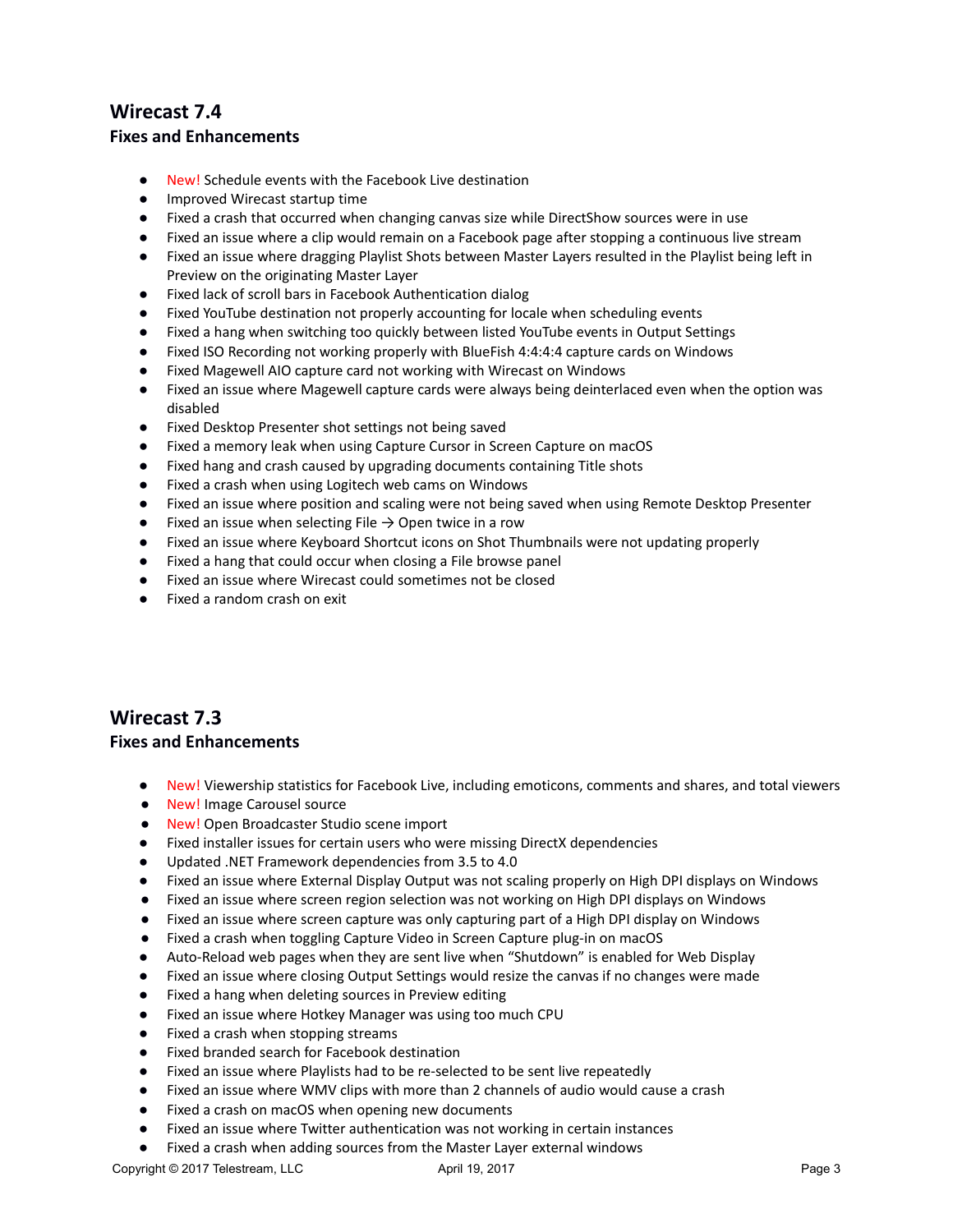## Wirecast 7.4

### Fixes and Enhancements

- New! Schedule events with the Facebook Live destination
- Improved Wirecast startup time
- Fixed a crash that occurred when changing canvas size while DirectShow sources were in use
- Fixed an issue where a clip would remain on a Facebook page after stopping a continuous live stream
- Fixed an issue where dragging Playlist Shots between Master Layers resulted in the Playlist being left in Preview on the originating Master Layer
- Fixed lack of scroll bars in Facebook Authentication dialog
- Fixed YouTube destination not properly accounting for locale when scheduling events
- Fixed a hang when switching too quickly between listed YouTube events in Output Settings
- Fixed ISO Recording not working properly with BlueFish 4:4:4:4 capture cards on Windows
- Fixed Magewell AIO capture card not working with Wirecast on Windows
- Fixed an issue where Magewell capture cards were always being deinterlaced even when the option was disabled
- Fixed Desktop Presenter shot settings not being saved
- Fixed a memory leak when using Capture Cursor in Screen Capture on macOS
- Fixed hang and crash caused by upgrading documents containing Title shots
- Fixed a crash when using Logitech web cams on Windows
- Fixed an issue where position and scaling were not being saved when using Remote Desktop Presenter
- Fixed an issue when selecting File → Open twice in a row
- Fixed an issue where Keyboard Shortcut icons on Shot Thumbnails were not updating properly
- Fixed a hang that could occur when closing a File browse panel
- Fixed an issue where Wirecast could sometimes not be closed
- Fixed a random crash on exit

## Wirecast 7.3

### Fixes and Enhancements

- New! Viewership statistics for Facebook Live, including emoticons, comments and shares, and total viewers
- New! Image Carousel source
- New! Open Broadcaster Studio scene import
- Fixed installer issues for certain users who were missing DirectX dependencies
- Updated .NET Framework dependencies from 3.5 to 4.0
- Fixed an issue where External Display Output was not scaling properly on High DPI displays on Windows
- Fixed an issue where screen region selection was not working on High DPI displays on Windows
- Fixed an issue where screen capture was only capturing part of a High DPI display on Windows
- Fixed a crash when toggling Capture Video in Screen Capture plug-in on macOS
- Auto-Reload web pages when they are sent live when "Shutdown" is enabled for Web Display
- Fixed an issue where closing Output Settings would resize the canvas if no changes were made
- Fixed a hang when deleting sources in Preview editing
- Fixed an issue where Hotkey Manager was using too much CPU
- Fixed a crash when stopping streams
- Fixed branded search for Facebook destination
- Fixed an issue where Playlists had to be re-selected to be sent live repeatedly
- Fixed an issue where WMV clips with more than 2 channels of audio would cause a crash
- Fixed a crash on macOS when opening new documents
- Fixed an issue where Twitter authentication was not working in certain instances
- Fixed a crash when adding sources from the Master Layer external windows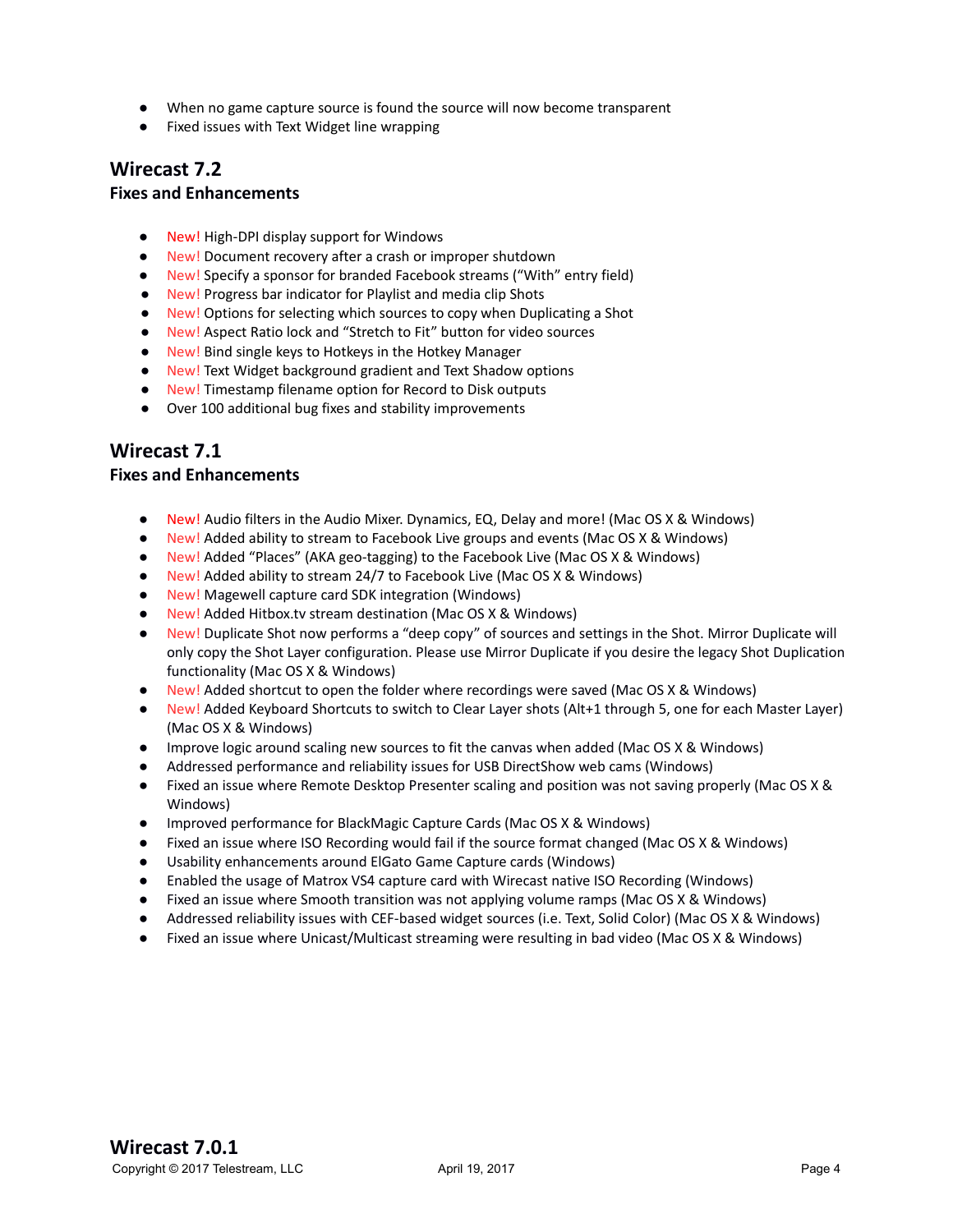- When no game capture source is found the source will now become transparent
- Fixed issues with Text Widget line wrapping

## Wirecast 7.2

### Fixes and Enhancements

- New! High-DPI display support for Windows
- New! Document recovery after a crash or improper shutdown
- New! Specify a sponsor for branded Facebook streams (“With” entry field)
- New! Progress bar indicator for Playlist and media clip Shots
- New! Options for selecting which sources to copy when Duplicating a Shot
- New! Aspect Ratio lock and “Stretch to Fit” button for video sources
- New! Bind single keys to Hotkeys in the Hotkey Manager
- New! Text Widget background gradient and Text Shadow options
- New! Timestamp filename option for Record to Disk outputs
- Over 100 additional bug fixes and stability improvements

## Wirecast 7.1

### Fixes and Enhancements

- New! Audio filters in the Audio Mixer. Dynamics, EQ, Delay and more! (Mac OS X & Windows)
- New! Added ability to stream to Facebook Live groups and events (Mac OS X & Windows)
- New! Added “Places” (AKA geo-tagging) to the Facebook Live (Mac OS X & Windows)
- New! Added ability to stream 24/7 to Facebook Live (Mac OS X & Windows)
- New! Magewell capture card SDK integration (Windows)
- New! Added Hitbox.tv stream destination (Mac OS X & Windows)
- New! Duplicate Shot now performs a “deep copy” of sources and settings in the Shot. Mirror Duplicate will only copy the Shot Layer configuration. Please use Mirror Duplicate if you desire the legacy Shot Duplication functionality (Mac OS X & Windows)
- New! Added shortcut to open the folder where recordings were saved (Mac OS X & Windows)
- New! Added Keyboard Shortcuts to switch to Clear Layer shots (Alt+1 through 5, one for each Master Layer) (Mac OS X & Windows)
- Improve logic around scaling new sources to fit the canvas when added (Mac OS X & Windows)
- Addressed performance and reliability issues for USB DirectShow web cams (Windows)
- Fixed an issue where Remote Desktop Presenter scaling and position was not saving properly (Mac OS X & Windows)
- Improved performance for BlackMagic Capture Cards (Mac OS X & Windows)
- Fixed an issue where ISO Recording would fail if the source format changed (Mac OS X & Windows)
- Usability enhancements around ElGato Game Capture cards (Windows)
- Enabled the usage of Matrox VS4 capture card with Wirecast native ISO Recording (Windows)
- Fixed an issue where Smooth transition was not applying volume ramps (Mac OS X & Windows)
- Addressed reliability issues with CEF-based widget sources (i.e. Text, Solid Color) (Mac OS X & Windows)
- Fixed an issue where Unicast/Multicast streaming were resulting in bad video (Mac OS X & Windows)

## Wirecast 7.0.1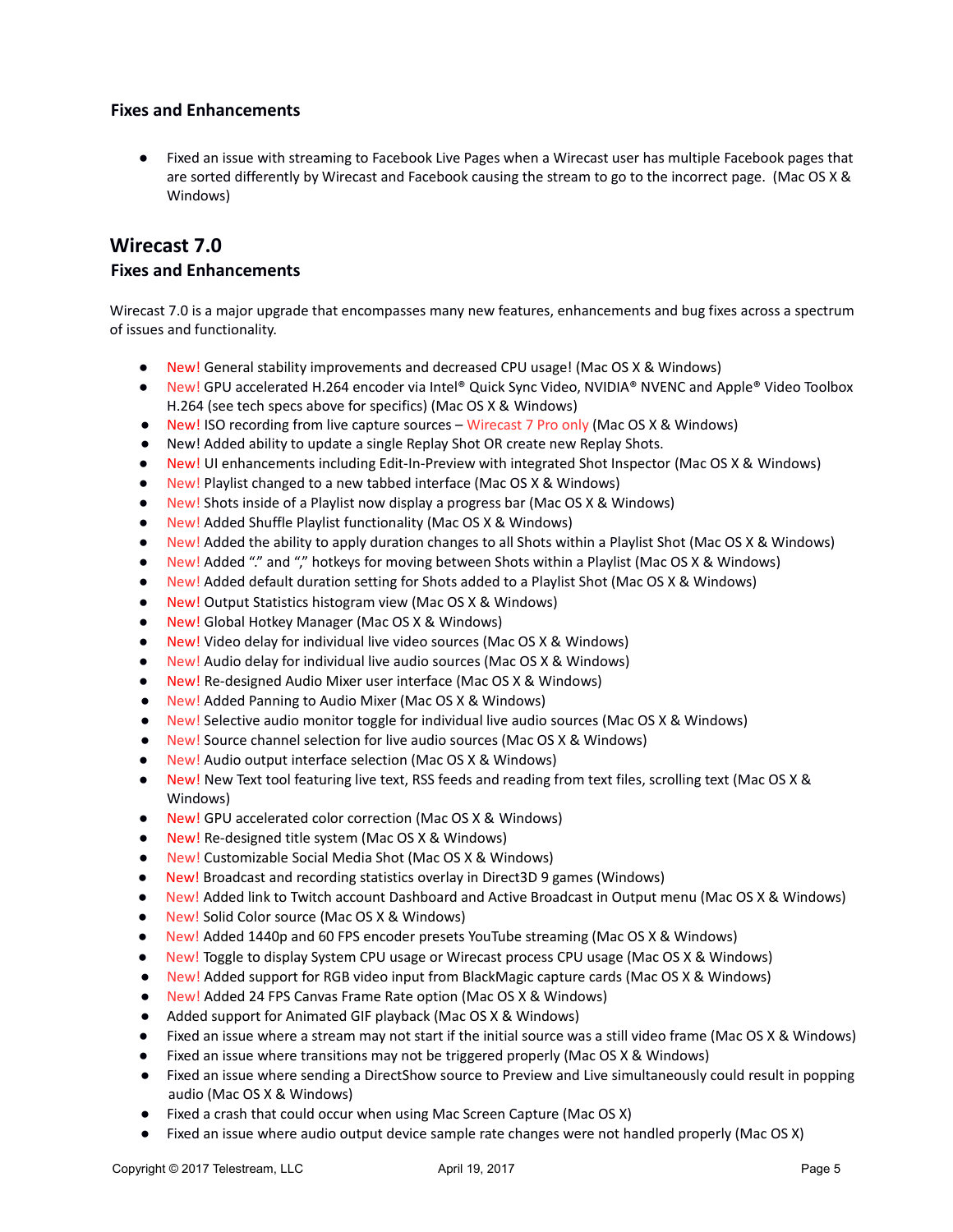### Fixes and Enhancements

- Fixed an issue with streaming to Facebook Live Pages when a Wirecast user has multiple Facebook pages that are sorted differently by Wirecast and Facebook causing the stream to go to the incorrect page. (Mac OS X & Windows)

## Wirecast 7.0

### Fixes and Enhancements

Wirecast 7.0 is a major upgrade that encompasses many new features, enhancements and bug fixes across a spectrum of issues and functionality.

- New! General stability improvements and decreased CPU usage! (Mac OS X & Windows)
- New! GPU accelerated H.264 encoder via Intel® Quick Sync Video, NVIDIA® NVENC and Apple® Video Toolbox H.264 (see tech specs above for specifics) (Mac OS X & Windows)
- New! ISO recording from live capture sources – Wirecast 7 Pro only (Mac OS X & Windows)
- New! Added ability to update a single Replay Shot OR create new Replay Shots.
- New! UI enhancements including Edit-In-Preview with integrated Shot Inspector (Mac OS X & Windows)
- New! Playlist changed to a new tabbed interface (Mac OS X & Windows)
- New! Shots inside of a Playlist now display a progress bar (Mac OS X & Windows)
- New! Added Shuffle Playlist functionality (Mac OS X & Windows)
- New! Added the ability to apply duration changes to all Shots within a Playlist Shot (Mac OS X & Windows)
- New! Added "." and "," hotkeys for moving between Shots within a Playlist (Mac OS X & Windows)
- New! Added default duration setting for Shots added to a Playlist Shot (Mac OS X & Windows)
- New! Output Statistics histogram view (Mac OS X & Windows)
- New! Global Hotkey Manager (Mac OS X & Windows)
- New! Video delay for individual live video sources (Mac OS X & Windows)
- New! Audio delay for individual live audio sources (Mac OS X & Windows)
- New! Re-designed Audio Mixer user interface (Mac OS X & Windows)
- New! Added Panning to Audio Mixer (Mac OS X & Windows)
- New! Selective audio monitor toggle for individual live audio sources (Mac OS X & Windows)
- New! Source channel selection for live audio sources (Mac OS X & Windows)
- New! Audio output interface selection (Mac OS X & Windows)
- New! New Text tool featuring live text, RSS feeds and reading from text files, scrolling text (Mac OS X & Windows)
- New! GPU accelerated color correction (Mac OS X & Windows)
- New! Re-designed title system (Mac OS X & Windows)
- New! Customizable Social Media Shot (Mac OS X & Windows)
- New! Broadcast and recording statistics overlay in Direct3D 9 games (Windows)
- New! Added link to Twitch account Dashboard and Active Broadcast in Output menu (Mac OS X & Windows)
- New! Solid Color source (Mac OS X & Windows)
- New! Added 1440p and 60 FPS encoder presets YouTube streaming (Mac OS X & Windows)
- New! Toggle to display System CPU usage or Wirecast process CPU usage (Mac OS X & Windows)
- New! Added support for RGB video input from BlackMagic capture cards (Mac OS X & Windows)
- New! Added 24 FPS Canvas Frame Rate option (Mac OS X & Windows)
- Added support for Animated GIF playback (Mac OS X & Windows)
- Fixed an issue where a stream may not start if the initial source was a still video frame (Mac OS X & Windows)
- Fixed an issue where transitions may not be triggered properly (Mac OS X & Windows)
- Fixed an issue where sending a DirectShow source to Preview and Live simultaneously could result in popping audio (Mac OS X & Windows)
- Fixed a crash that could occur when using Mac Screen Capture (Mac OS X)
- Fixed an issue where audio output device sample rate changes were not handled properly (Mac OS X)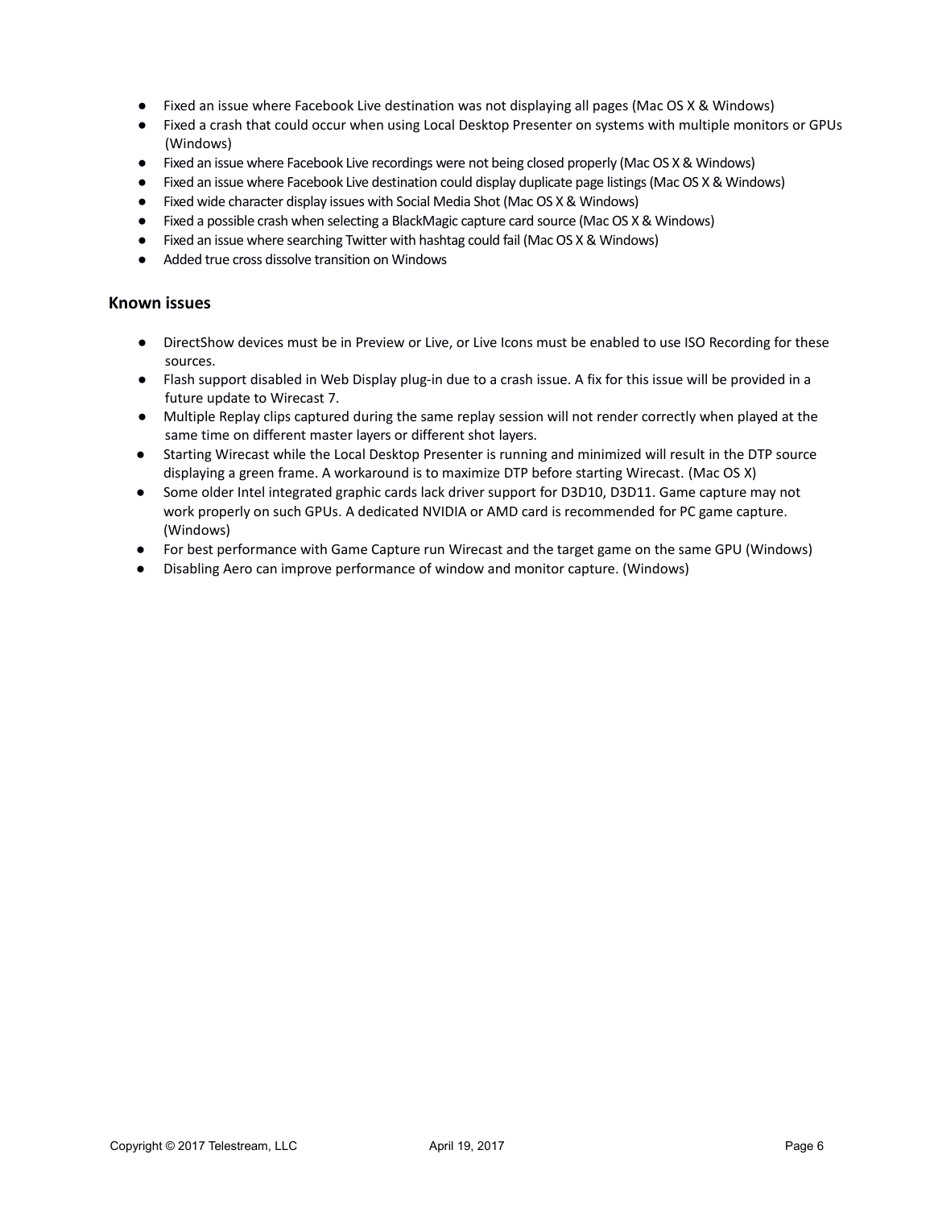- Fixed an issue where Facebook Live destination was not displaying all pages (Mac OS X & Windows)
- Fixed a crash that could occur when using Local Desktop Presenter on systems with multiple monitors or GPUs (Windows)
- Fixed an issue where Facebook Live recordings were not being closed properly (Mac OS X & Windows)
- Fixed an issue where Facebook Live destination could display duplicate page listings (Mac OS X & Windows)
- Fixed wide character display issues with Social Media Shot (Mac OS X & Windows)
- Fixed a possible crash when selecting a BlackMagic capture card source (Mac OS X & Windows)
- Fixed an issue where searching Twitter with hashtag could fail (Mac OS X & Windows)
- Added true cross dissolve transition on Windows

## Known issues

- DirectShow devices must be in Preview or Live, or Live Icons must be enabled to use ISO Recording for these sources.
- Flash support disabled in Web Display plug-in due to a crash issue. A fix for this issue will be provided in a future update to Wirecast 7.
- Multiple Replay clips captured during the same replay session will not render correctly when played at the same time on different master layers or different shot layers.
- Starting Wirecast while the Local Desktop Presenter is running and minimized will result in the DTP source displaying a green frame. A workaround is to maximize DTP before starting Wirecast. (Mac OS X)
- Some older Intel integrated graphic cards lack driver support for D3D10, D3D11. Game capture may not work properly on such GPUs. A dedicated NVIDIA or AMD card is recommended for PC game capture. (Windows)
- For best performance with Game Capture run Wirecast and the target game on the same GPU (Windows)
- Disabling Aero can improve performance of window and monitor capture. (Windows)